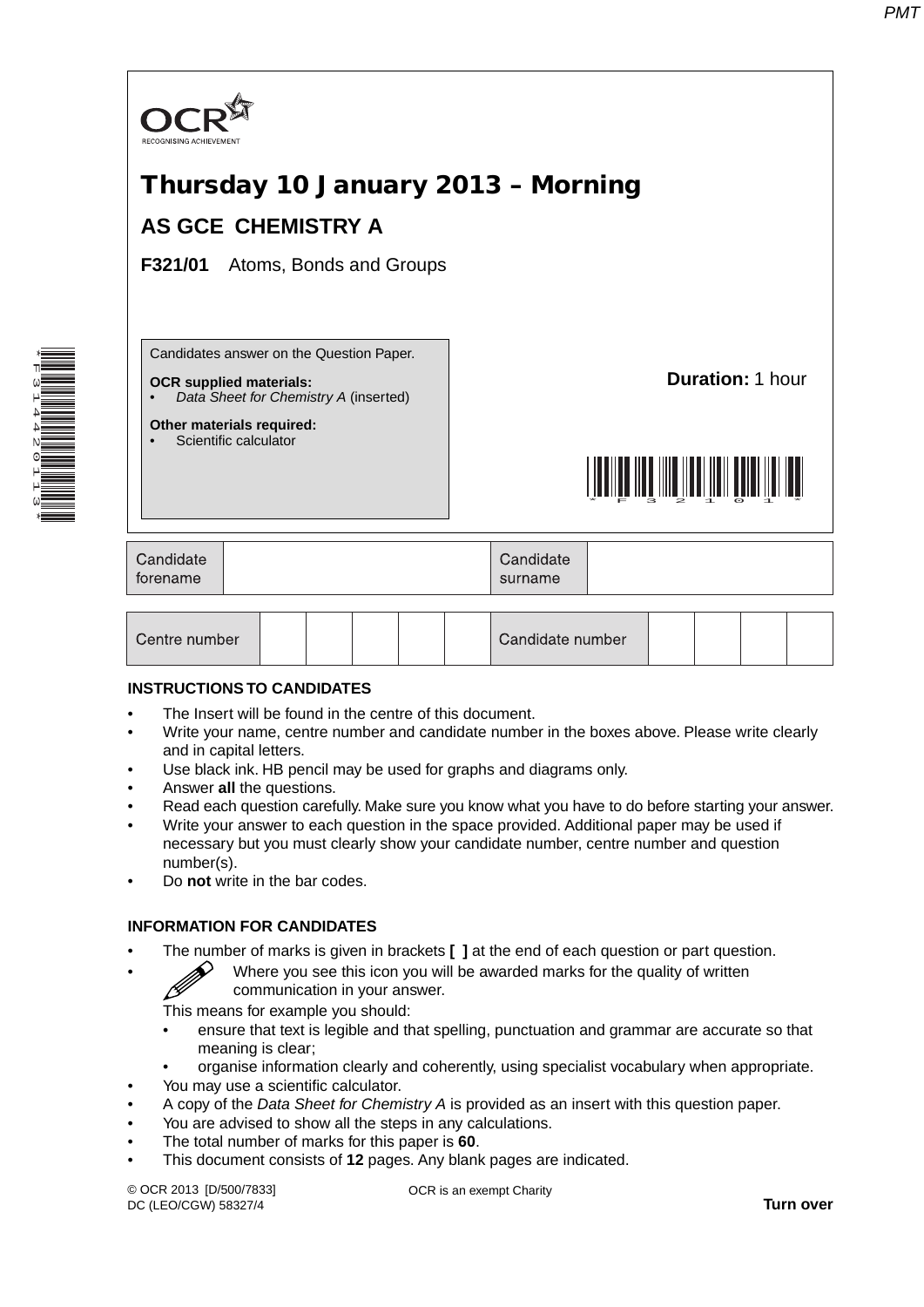OCR
RECOGNISING ACHIEVEMENT

# Thursday 10 January 2013 – Morning

## AS GCE CHEMISTRY A

**F321/01** Atoms, Bonds and Groups

Candidates answer on the Question Paper.

**OCR supplied materials:**
- *Data Sheet for Chemistry A* (inserted)

**Other materials required:**
- Scientific calculator

**Duration:** 1 hour

| Candidate forename | | Candidate surname | |
|---|---|---|---|

| Centre number | | | | | | Candidate number | | | | |
|---|---|---|---|---|---|---|---|---|---|---|

**INSTRUCTIONS TO CANDIDATES**

- The Insert will be found in the centre of this document.
- Write your name, centre number and candidate number in the boxes above. Please write clearly and in capital letters.
- Use black ink. HB pencil may be used for graphs and diagrams only.
- Answer **all** the questions.
- Read each question carefully. Make sure you know what you have to do before starting your answer.
- Write your answer to each question in the space provided. Additional paper may be used if necessary but you must clearly show your candidate number, centre number and question number(s).
- Do **not** write in the bar codes.

**INFORMATION FOR CANDIDATES**

- The number of marks is given in brackets **[ ]** at the end of each question or part question.
- Where you see this icon you will be awarded marks for the quality of written communication in your answer.

  This means for example you should:
  - ensure that text is legible and that spelling, punctuation and grammar are accurate so that meaning is clear;
  - organise information clearly and coherently, using specialist vocabulary when appropriate.
- You may use a scientific calculator.
- A copy of the *Data Sheet for Chemistry A* is provided as an insert with this question paper.
- You are advised to show all the steps in any calculations.
- The total number of marks for this paper is **60**.
- This document consists of **12** pages. Any blank pages are indicated.

© OCR 2013 [D/500/7833]
DC (LEO/CGW) 58327/4

OCR is an exempt Charity

**Turn over**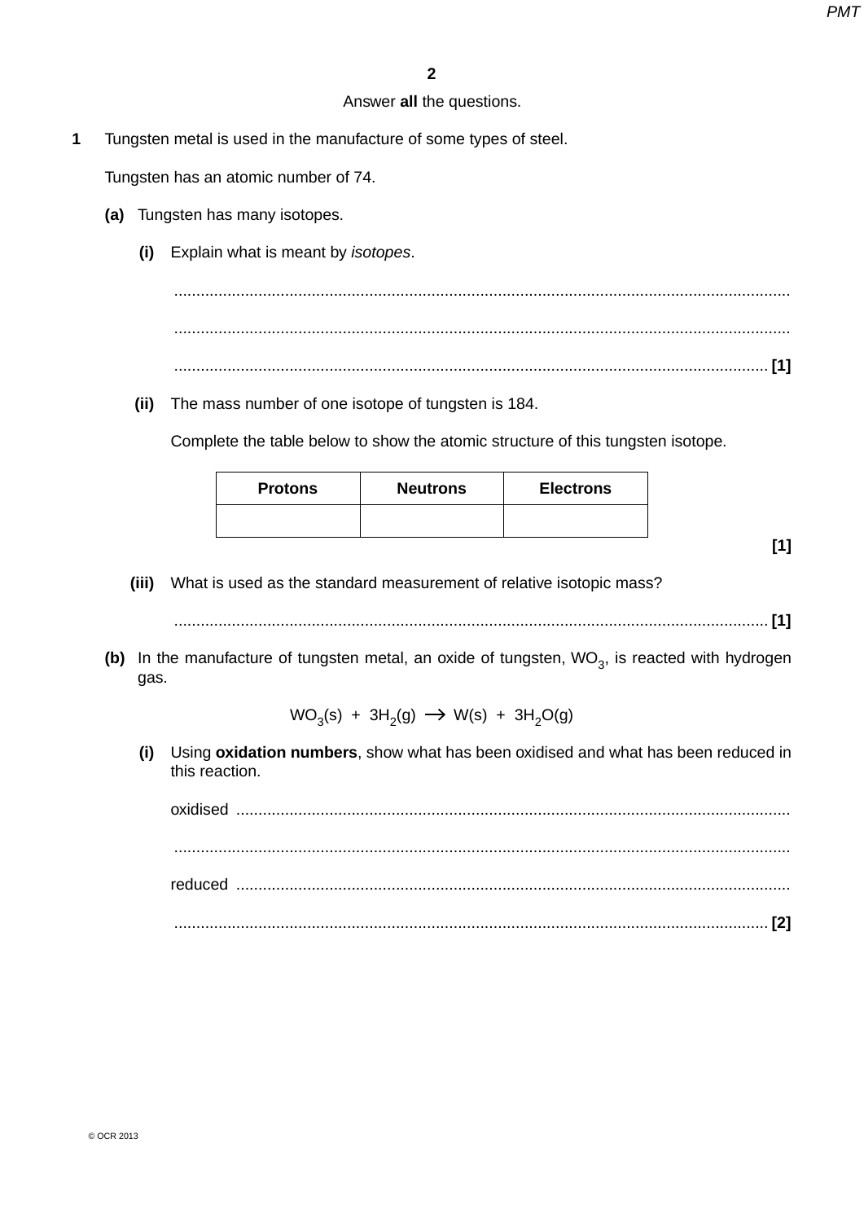Answer **all** the questions.

**1** Tungsten metal is used in the manufacture of some types of steel.

Tungsten has an atomic number of 74.

**(a)** Tungsten has many isotopes.

**(i)** Explain what is meant by *isotopes*.

..........................................................................................................................................

..........................................................................................................................................

.................................................................................................................................... **[1]**

**(ii)** The mass number of one isotope of tungsten is 184.

Complete the table below to show the atomic structure of this tungsten isotope.

| Protons | Neutrons | Electrons |
|---|---|---|
| | | |

**[1]**

**(iii)** What is used as the standard measurement of relative isotopic mass?

.................................................................................................................................... **[1]**

**(b)** In the manufacture of tungsten metal, an oxide of tungsten, $WO_3$, is reacted with hydrogen gas.

$$WO_3(s) + 3H_2(g) \rightarrow W(s) + 3H_2O(g)$$

**(i)** Using **oxidation numbers**, show what has been oxidised and what has been reduced in this reaction.

oxidised ...........................................................................................................................

..........................................................................................................................................

reduced ...........................................................................................................................

.................................................................................................................................... **[2]**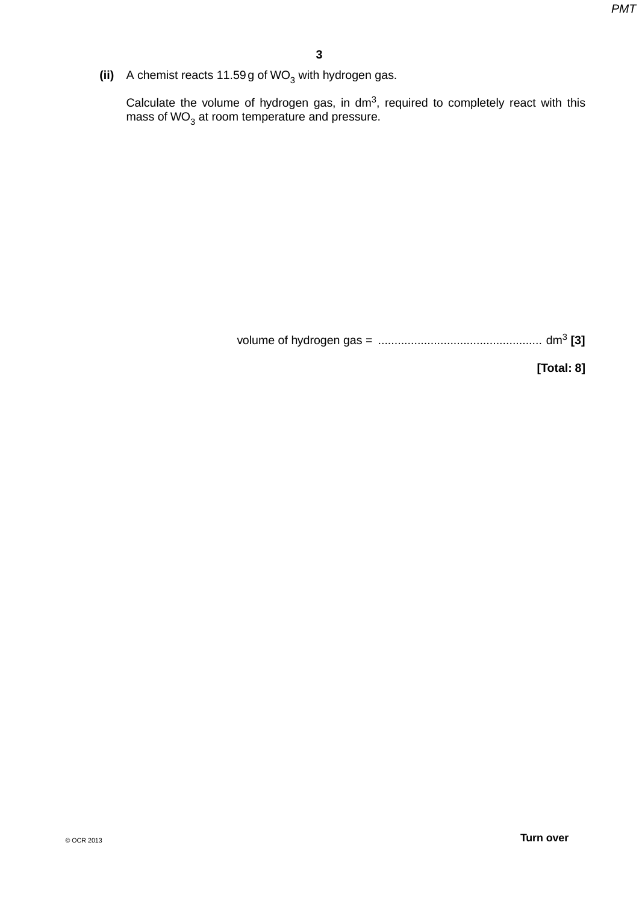**(ii)** A chemist reacts 11.59 g of $WO_3$ with hydrogen gas.

Calculate the volume of hydrogen gas, in $dm^3$, required to completely react with this mass of $WO_3$ at room temperature and pressure.

volume of hydrogen gas = .................................................. $dm^3$ **[3]**

**[Total: 8]**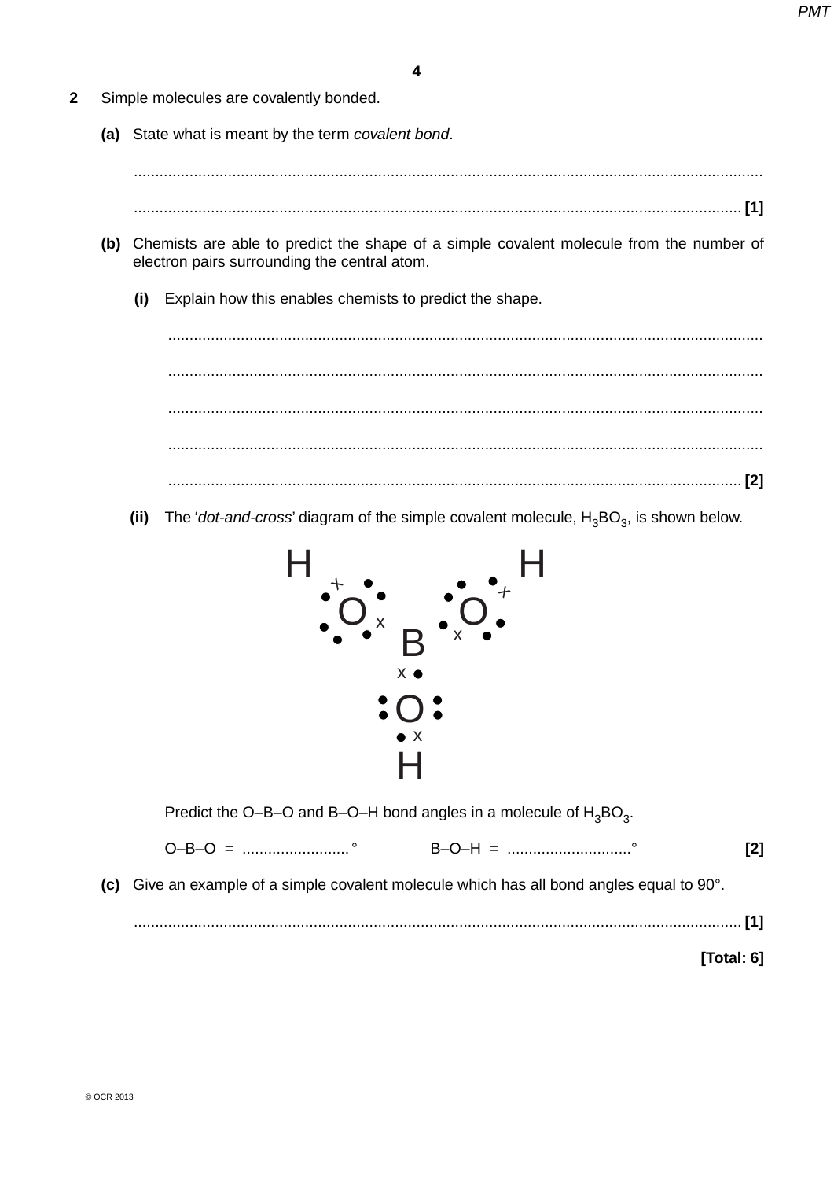**2** Simple molecules are covalently bonded.

**(a)** State what is meant by the term *covalent bond*.

.................................................................................................................................................

.......................................................................................................................................... **[1]**

**(b)** Chemists are able to predict the shape of a simple covalent molecule from the number of electron pairs surrounding the central atom.

**(i)** Explain how this enables chemists to predict the shape.

.................................................................................................................................................

.................................................................................................................................................

.................................................................................................................................................

.................................................................................................................................................

.......................................................................................................................................... **[2]**

**(ii)** The '*dot-and-cross*' diagram of the simple covalent molecule, $H_3BO_3$, is shown below.

Predict the O–B–O and B–O–H bond angles in a molecule of $H_3BO_3$.

O–B–O = .........................° B–O–H = .............................° **[2]**

**(c)** Give an example of a simple covalent molecule which has all bond angles equal to 90°.

.......................................................................................................................................... **[1]**

**[Total: 6]**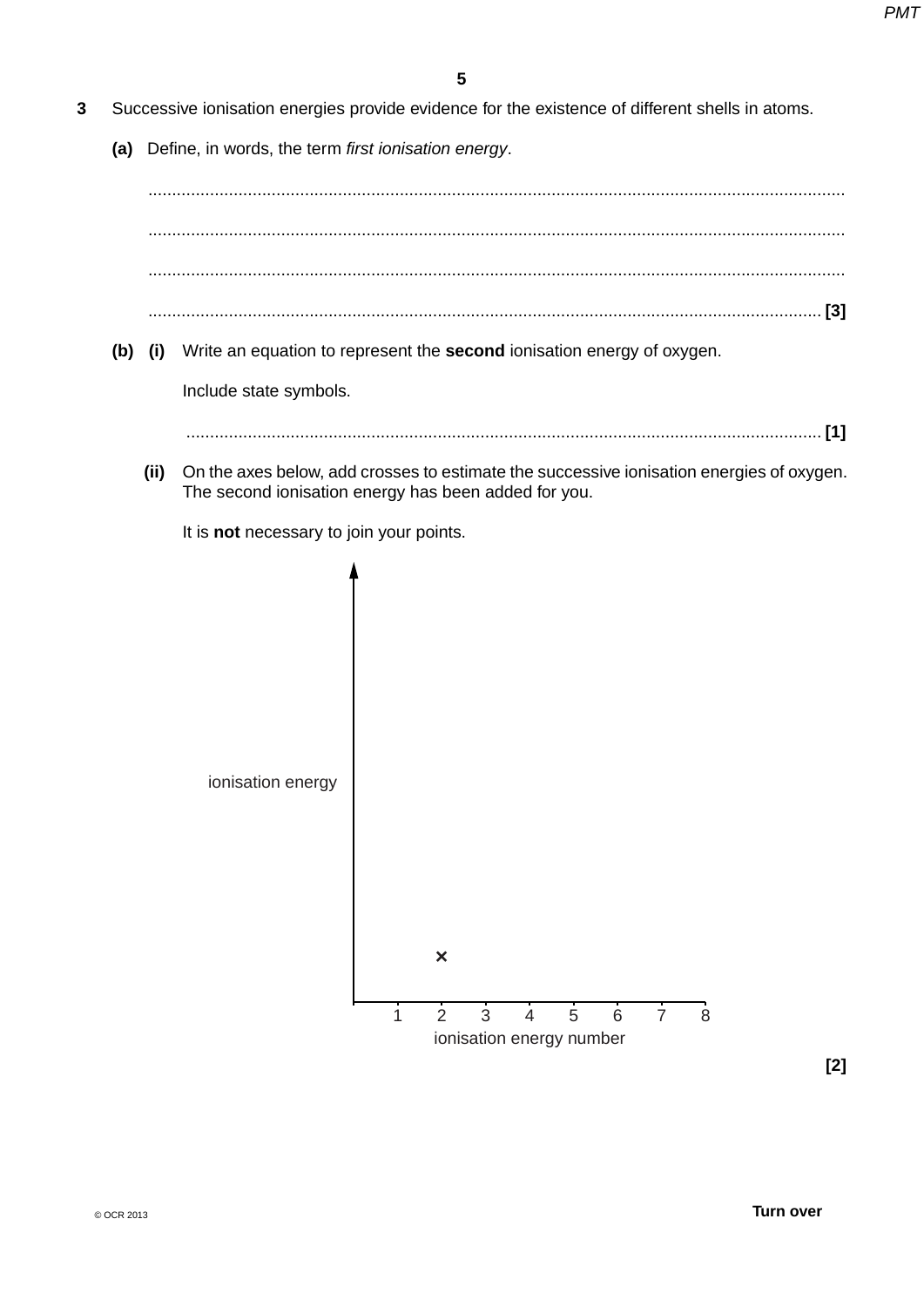**3** Successive ionisation energies provide evidence for the existence of different shells in atoms.

**(a)** Define, in words, the term *first ionisation energy*.

..........................................................................................................................................

..........................................................................................................................................

..........................................................................................................................................

.......................................................................................................................................... **[3]**

**(b) (i)** Write an equation to represent the **second** ionisation energy of oxygen.

Include state symbols.

.......................................................................................................................................... **[1]**

**(ii)** On the axes below, add crosses to estimate the successive ionisation energies of oxygen. The second ionisation energy has been added for you.

It is **not** necessary to join your points.

ionisation energy

×

1 2 3 4 5 6 7 8

ionisation energy number

**[2]**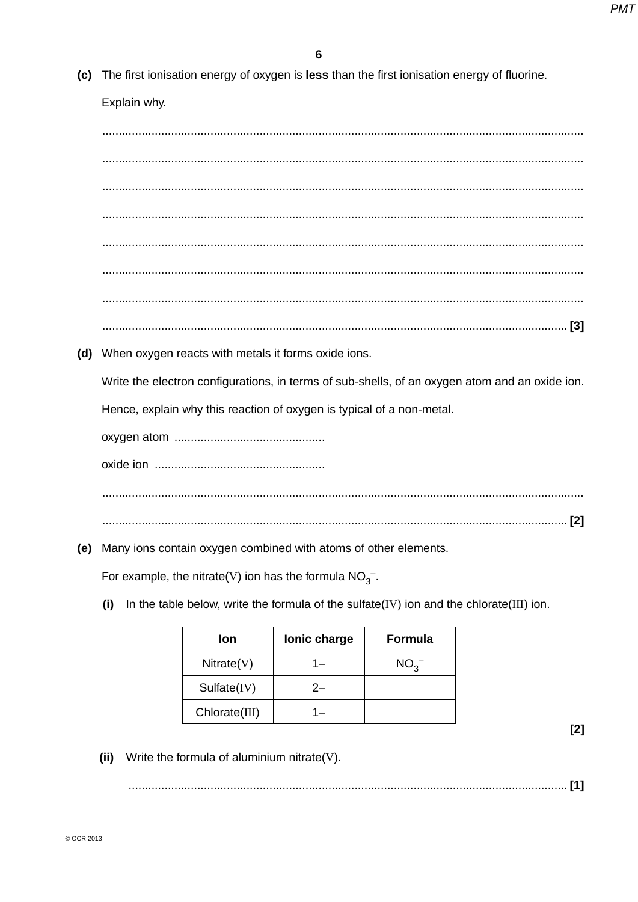**(c)** The first ionisation energy of oxygen is **less** than the first ionisation energy of fluorine.

Explain why.

..........................................................................................................................................

..........................................................................................................................................

..........................................................................................................................................

..........................................................................................................................................

..........................................................................................................................................

..........................................................................................................................................

..........................................................................................................................................

.................................................................................................................................... [3]

**(d)** When oxygen reacts with metals it forms oxide ions.

Write the electron configurations, in terms of sub-shells, of an oxygen atom and an oxide ion.

Hence, explain why this reaction of oxygen is typical of a non-metal.

oxygen atom .............................................

oxide ion ...................................................

..........................................................................................................................................

.................................................................................................................................... [2]

**(e)** Many ions contain oxygen combined with atoms of other elements.

For example, the nitrate(V) ion has the formula $NO_3^-$.

**(i)** In the table below, write the formula of the sulfate(IV) ion and the chlorate(III) ion.

| Ion | Ionic charge | Formula |
|---|---|---|
| Nitrate(V) | 1– | $NO_3^-$ |
| Sulfate(IV) | 2– | |
| Chlorate(III) | 1– | |

[2]

**(ii)** Write the formula of aluminium nitrate(V).

.................................................................................................................................... [1]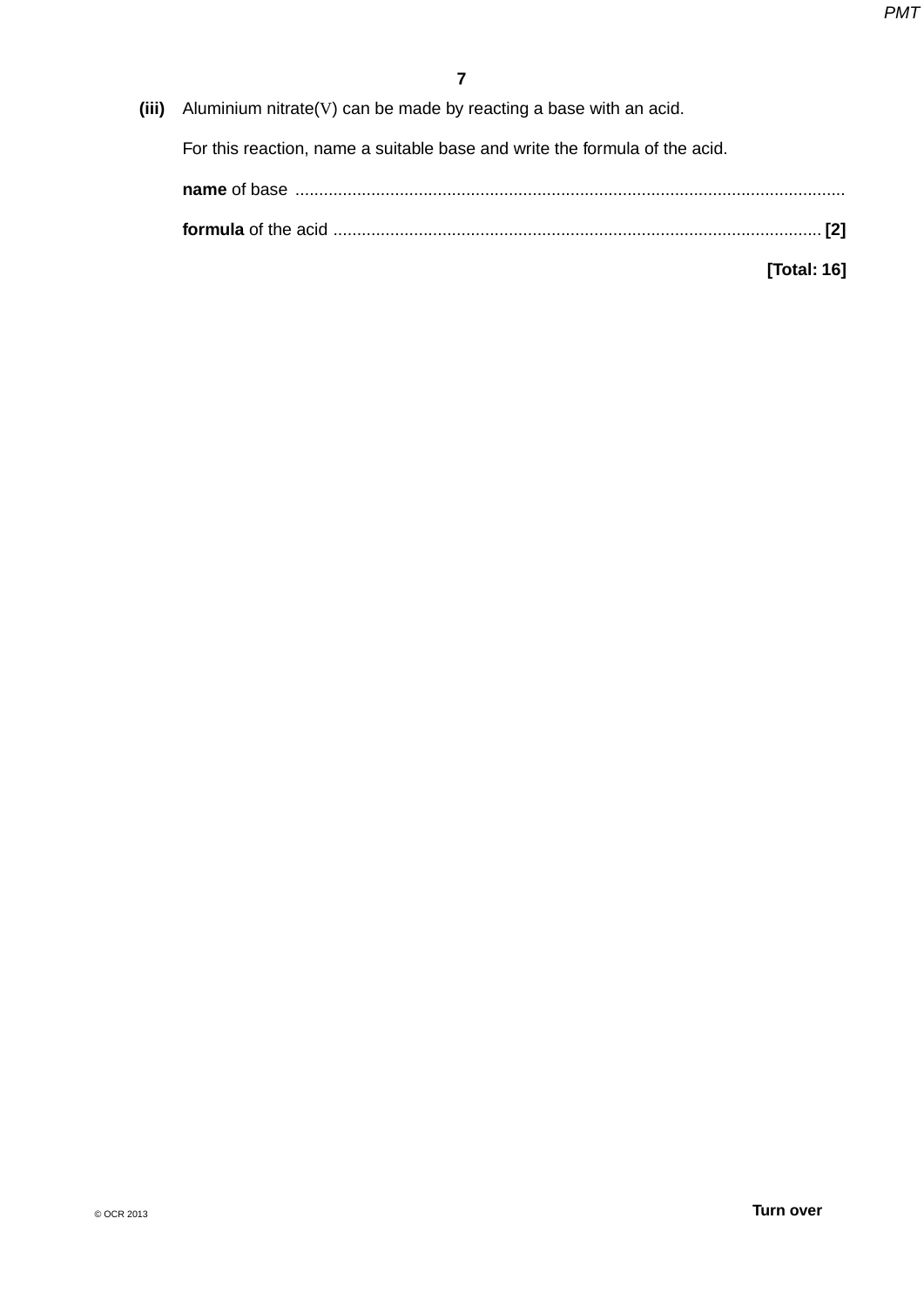**(iii)** Aluminium nitrate(V) can be made by reacting a base with an acid.

For this reaction, name a suitable base and write the formula of the acid.

**name** of base ..........................................................................................................................

**formula** of the acid ...................................................................................................... **[2]**

**[Total: 16]**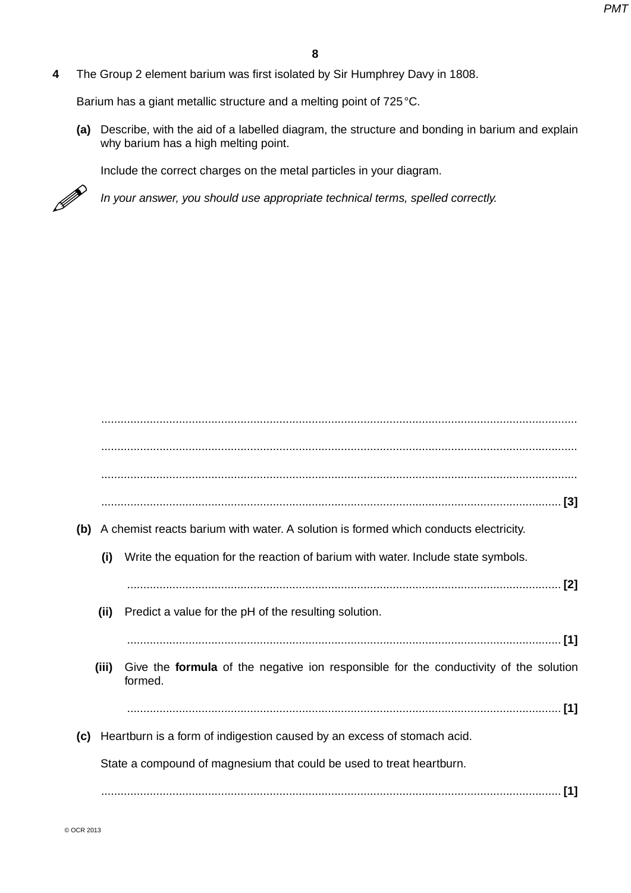**4** The Group 2 element barium was first isolated by Sir Humphrey Davy in 1808.

Barium has a giant metallic structure and a melting point of 725 °C.

**(a)** Describe, with the aid of a labelled diagram, the structure and bonding in barium and explain why barium has a high melting point.

Include the correct charges on the metal particles in your diagram.

*In your answer, you should use appropriate technical terms, spelled correctly.*

..........................................................................................................................................

..........................................................................................................................................

..........................................................................................................................................

.......................................................................................................................................... **[3]**

**(b)** A chemist reacts barium with water. A solution is formed which conducts electricity.

**(i)** Write the equation for the reaction of barium with water. Include state symbols.

.......................................................................................................................................... **[2]**

**(ii)** Predict a value for the pH of the resulting solution.

.......................................................................................................................................... **[1]**

**(iii)** Give the **formula** of the negative ion responsible for the conductivity of the solution formed.

.......................................................................................................................................... **[1]**

**(c)** Heartburn is a form of indigestion caused by an excess of stomach acid.

State a compound of magnesium that could be used to treat heartburn.

.......................................................................................................................................... **[1]**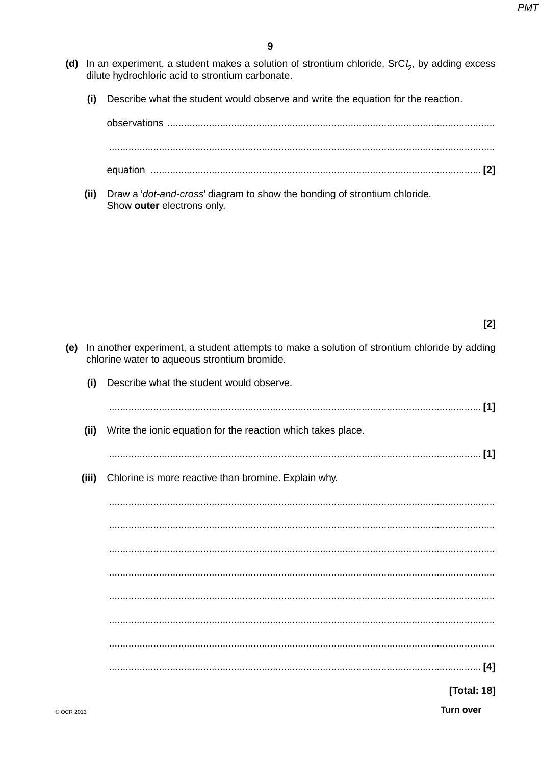**(d)** In an experiment, a student makes a solution of strontium chloride, $SrCl_2$, by adding excess dilute hydrochloric acid to strontium carbonate.

**(i)** Describe what the student would observe and write the equation for the reaction.

observations ....................................................................................................................

..........................................................................................................................................

equation ........................................................................................................................ **[2]**

**(ii)** Draw a '*dot-and-cross*' diagram to show the bonding of strontium chloride.
Show **outer** electrons only.

**[2]**

**(e)** In another experiment, a student attempts to make a solution of strontium chloride by adding chlorine water to aqueous strontium bromide.

**(i)** Describe what the student would observe.

.......................................................................................................................................... **[1]**

**(ii)** Write the ionic equation for the reaction which takes place.

.......................................................................................................................................... **[1]**

**(iii)** Chlorine is more reactive than bromine. Explain why.

..........................................................................................................................................

..........................................................................................................................................

..........................................................................................................................................

..........................................................................................................................................

..........................................................................................................................................

..........................................................................................................................................

..........................................................................................................................................

.......................................................................................................................................... **[4]**

**[Total: 18]**

Turn over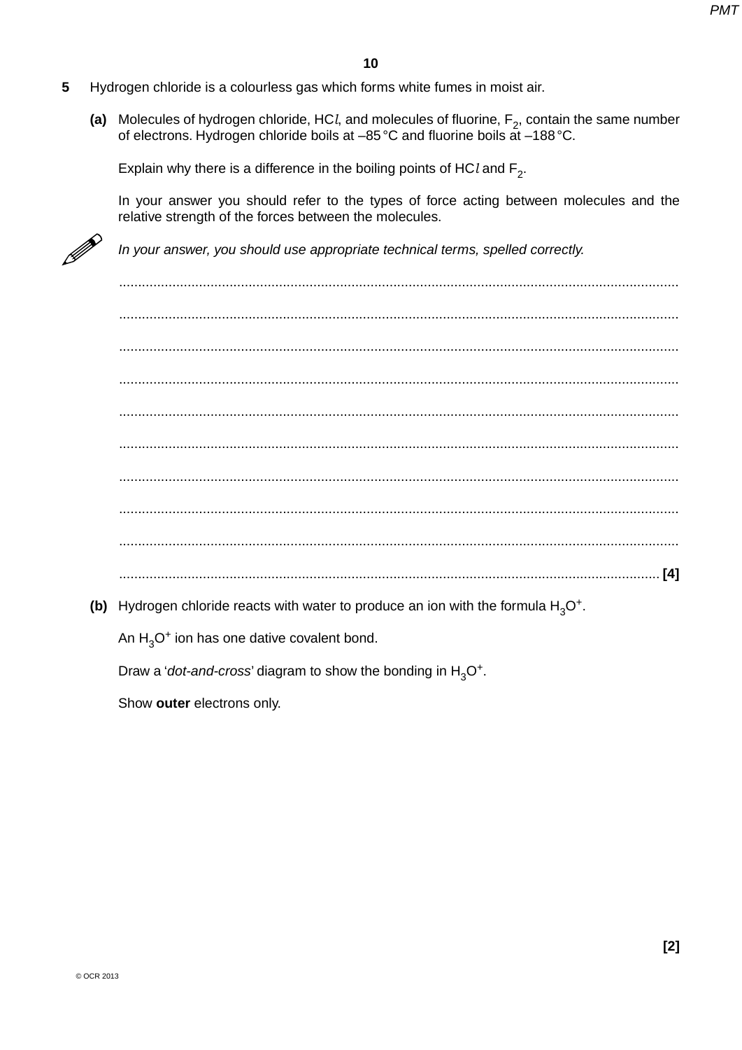**5** Hydrogen chloride is a colourless gas which forms white fumes in moist air.

**(a)** Molecules of hydrogen chloride, $HCl$, and molecules of fluorine, $F_2$, contain the same number of electrons. Hydrogen chloride boils at –85 °C and fluorine boils at –188 °C.

Explain why there is a difference in the boiling points of $HCl$ and $F_2$.

In your answer you should refer to the types of force acting between molecules and the relative strength of the forces between the molecules.

*In your answer, you should use appropriate technical terms, spelled correctly.*

..................................................................................................................................................

..................................................................................................................................................

..................................................................................................................................................

..................................................................................................................................................

..................................................................................................................................................

..................................................................................................................................................

..................................................................................................................................................

..................................................................................................................................................

..................................................................................................................................................

.............................................................................................................................................. **[4]**

**(b)** Hydrogen chloride reacts with water to produce an ion with the formula $H_3O^+$.

An $H_3O^+$ ion has one dative covalent bond.

Draw a '*dot-and-cross*' diagram to show the bonding in $H_3O^+$.

Show **outer** electrons only.

**[2]**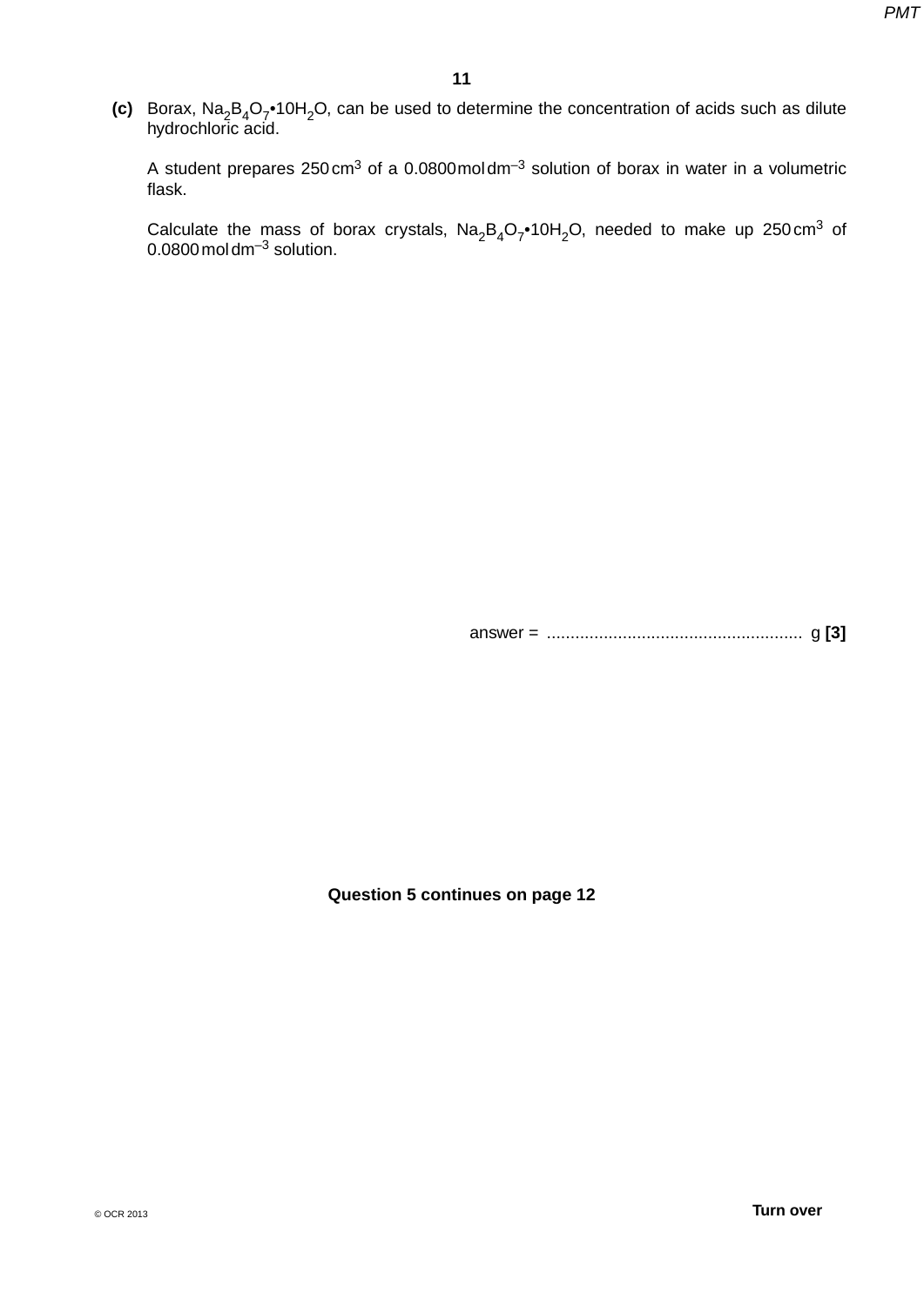**(c)** Borax, $Na_2B_4O_7•10H_2O$, can be used to determine the concentration of acids such as dilute hydrochloric acid.

A student prepares 250 $cm^3$ of a 0.0800 mol $dm^{-3}$ solution of borax in water in a volumetric flask.

Calculate the mass of borax crystals, $Na_2B_4O_7•10H_2O$, needed to make up 250 $cm^3$ of 0.0800 mol $dm^{-3}$ solution.

answer = ...................................................... g **[3]**

**Question 5 continues on page 12**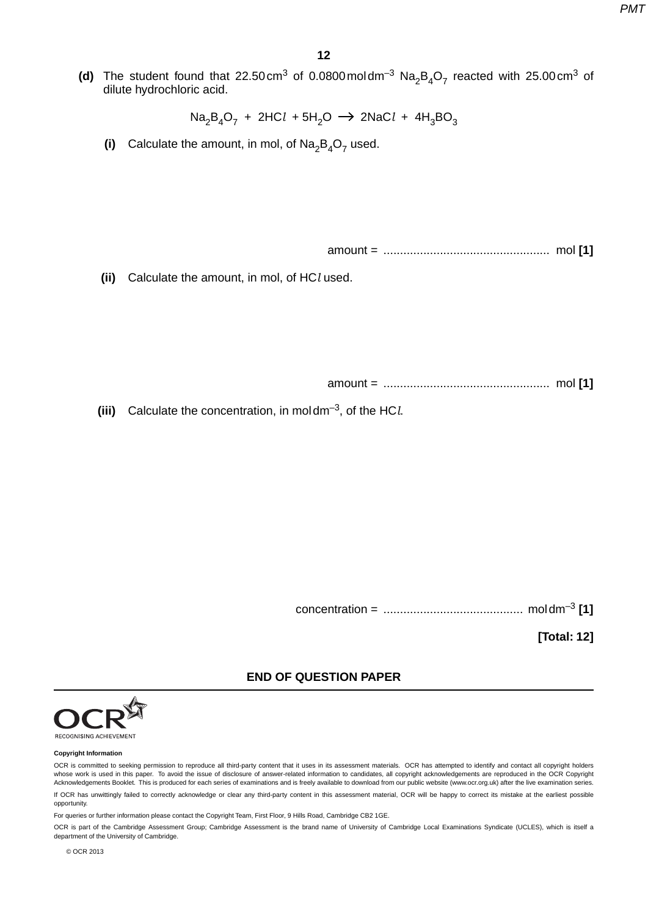**(d)** The student found that 22.50 $cm^3$ of 0.0800 mol $dm^{-3}$ $Na_2B_4O_7$ reacted with 25.00 $cm^3$ of dilute hydrochloric acid.

$$Na_2B_4O_7 + 2HCl + 5H_2O \longrightarrow 2NaCl + 4H_3BO_3$$

**(i)** Calculate the amount, in mol, of $Na_2B_4O_7$ used.

amount = .................................................. mol **[1]**

**(ii)** Calculate the amount, in mol, of $HCl$ used.

amount = .................................................. mol **[1]**

**(iii)** Calculate the concentration, in mol $dm^{-3}$, of the $HCl$.

concentration = .......................................... mol $dm^{-3}$ **[1]**

**[Total: 12]**

**END OF QUESTION PAPER**

OCR RECOGNISING ACHIEVEMENT

**Copyright Information**

OCR is committed to seeking permission to reproduce all third-party content that it uses in its assessment materials. OCR has attempted to identify and contact all copyright holders whose work is used in this paper. To avoid the issue of disclosure of answer-related information to candidates, all copyright acknowledgements are reproduced in the OCR Copyright Acknowledgements Booklet. This is produced for each series of examinations and is freely available to download from our public website (www.ocr.org.uk) after the live examination series.

If OCR has unwittingly failed to correctly acknowledge or clear any third-party content in this assessment material, OCR will be happy to correct its mistake at the earliest possible opportunity.

For queries or further information please contact the Copyright Team, First Floor, 9 Hills Road, Cambridge CB2 1GE.

OCR is part of the Cambridge Assessment Group; Cambridge Assessment is the brand name of University of Cambridge Local Examinations Syndicate (UCLES), which is itself a department of the University of Cambridge.

© OCR 2013